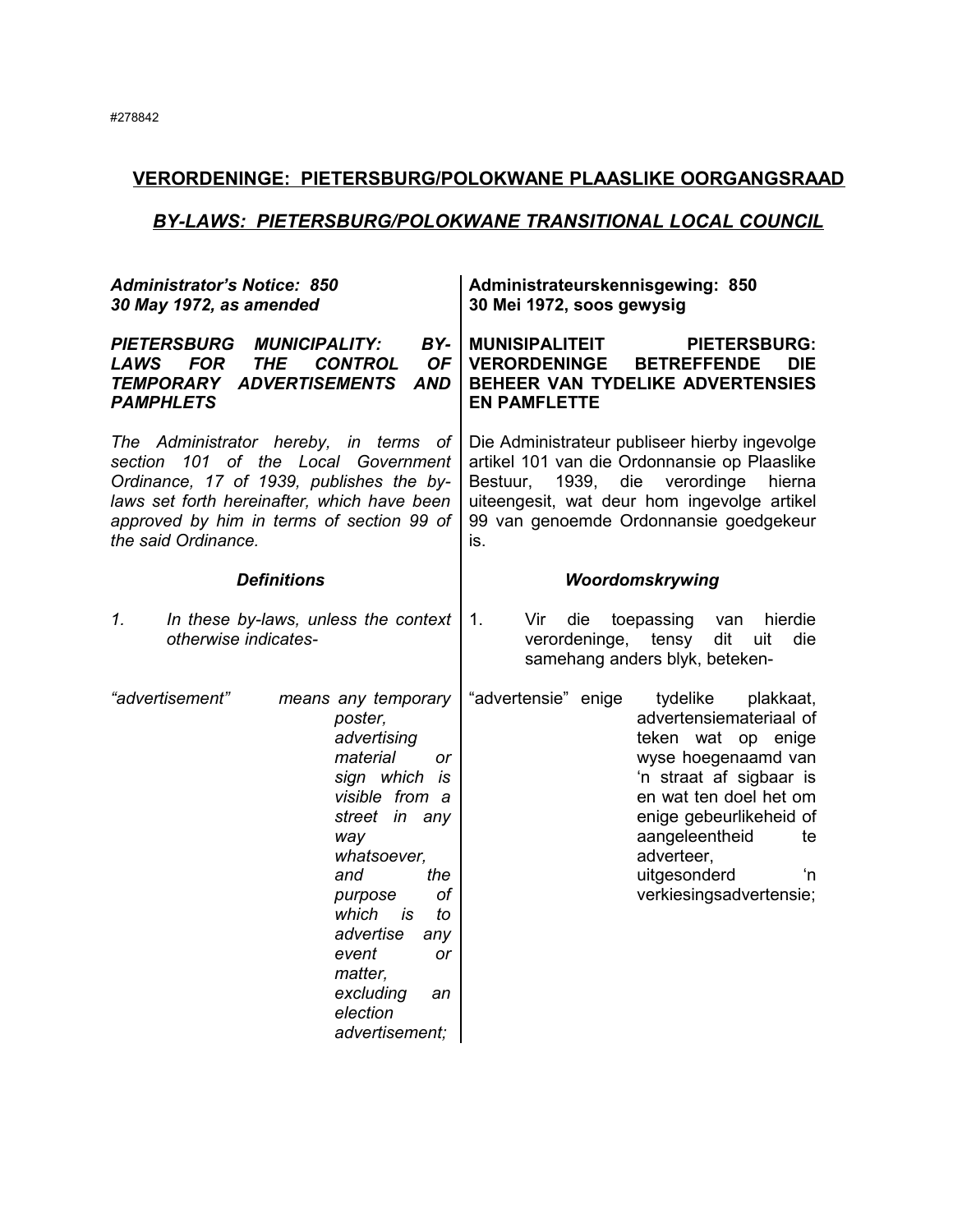#278842

## VERORDENINGE: PIETERSBURG/POLOKWANE PLAASLIKE OORGANGSRAAD

## *BY-LAWS: PIETERSBURG/POLOKWANE TRANSITIONAL LOCAL COUNCIL*

***Administrator's Notice: 850***
***30 May 1972, as amended***

***PIETERSBURG MUNICIPALITY: BY-LAWS FOR THE CONTROL OF TEMPORARY ADVERTISEMENTS AND PAMPHLETS***

*The Administrator hereby, in terms of section 101 of the Local Government Ordinance, 17 of 1939, publishes the by-laws set forth hereinafter, which have been approved by him in terms of section 99 of the said Ordinance.*

***Definitions***

*1. In these by-laws, unless the context otherwise indicates-*

*"advertisement" means any temporary poster, advertising material or sign which is visible from a street in any way whatsoever, and the purpose of which is to advertise any event or matter, excluding an election advertisement;*

**Administrateurskennisgewing: 850**
**30 Mei 1972, soos gewysig**

**MUNISIPALITEIT PIETERSBURG: VERORDENINGE BETREFFENDE DIE BEHEER VAN TYDELIKE ADVERTENSIES EN PAMFLETTE**

Die Administrateur publiseer hierby ingevolge artikel 101 van die Ordonnansie op Plaaslike Bestuur, 1939, die verordinge hierna uiteengesit, wat deur hom ingevolge artikel 99 van genoemde Ordonnansie goedgekeur is.

***Woordomskrywing***

1. Vir die toepassing van hierdie verordeninge, tensy dit uit die samehang anders blyk, beteken-

"advertensie" enige tydelike plakkaat, advertensiemateriaal of teken wat op enige wyse hoegenaamd van 'n straat af sigbaar is en wat ten doel het om enige gebeurlikeheid of aangeleentheid te adverteer, uitgesonderd 'n verkiesingsadvertensie;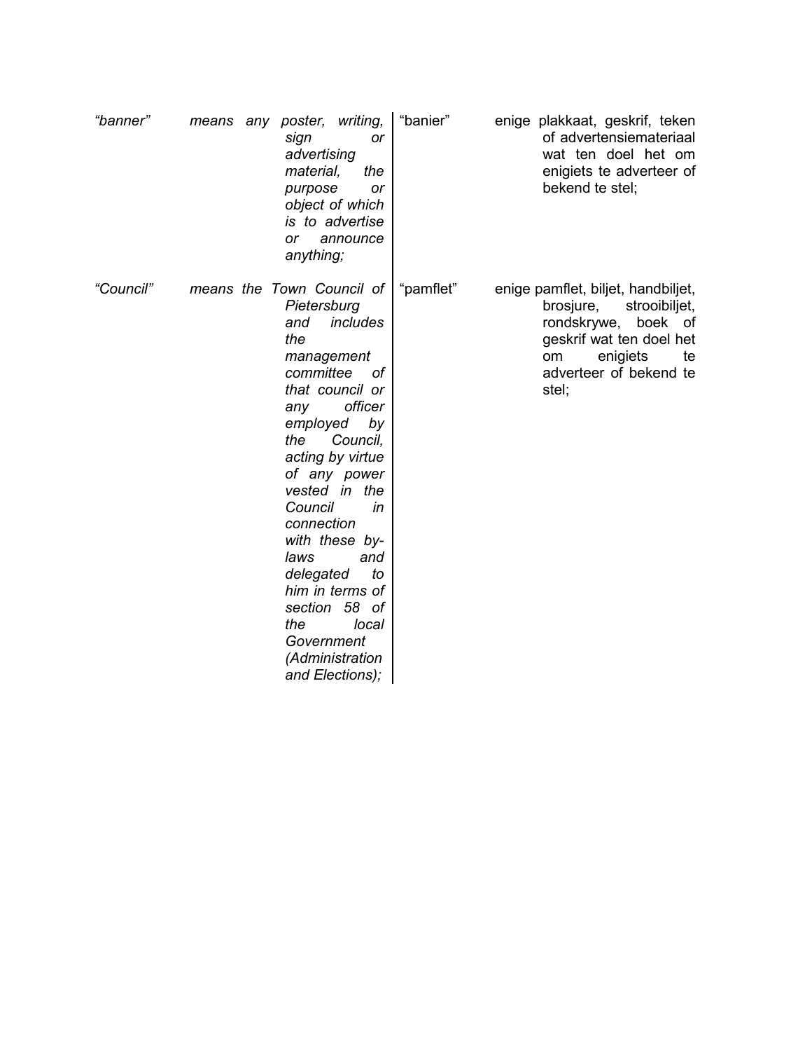*"banner"* *means any poster, writing, sign or advertising material, the purpose or object of which is to advertise or announce anything;*

*"Council"* *means the Town Council of Pietersburg and includes the management committee of that council or any officer employed by the Council, acting by virtue of any power vested in the Council in connection with these by-laws and delegated to him in terms of section 58 of the local Government (Administration and Elections);*

"banier" enige plakkaat, geskrif, teken of advertensiemateriaal wat ten doel het om enigiets te adverteer of bekend te stel;

"pamflet" enige pamflet, biljet, handbiljet, brosjure, strooibiljet, rondskrywe, boek of geskrif wat ten doel het om enigiets te adverteer of bekend te stel;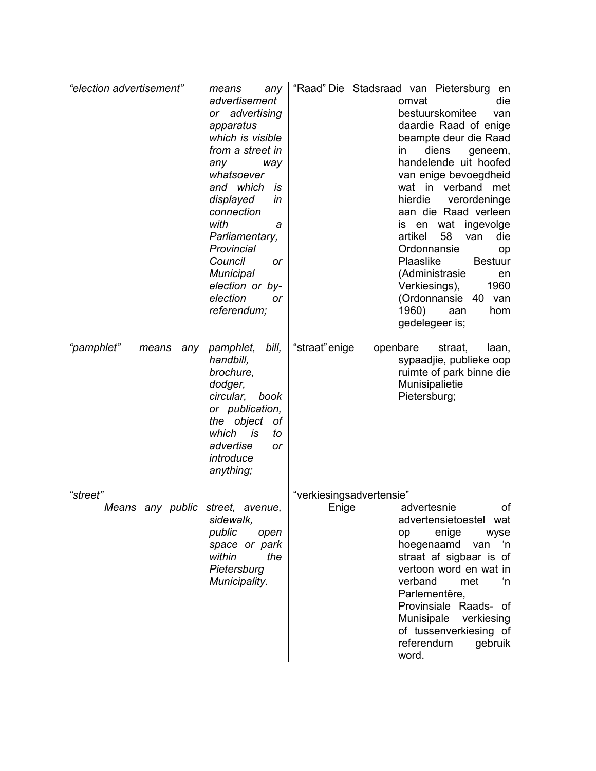*"election advertisement"* *means any advertisement or advertising apparatus which is visible from a street in any way whatsoever and which is displayed in connection with a Parliamentary, Provincial Council or Municipal election or by-election or referendum;*

*"pamphlet"* *means any pamphlet, bill, handbill, brochure, dodger, circular, book or publication, the object of which is to advertise or introduce anything;*

*"street"* *Means any public street, avenue, sidewalk, public open space or park within the Pietersburg Municipality.*

"Raad" Die Stadsraad van Pietersburg en omvat die bestuurskomitee van daardie Raad of enige beampte deur die Raad in diens geneem, handelende uit hoofed van enige bevoegdheid wat in verband met hierdie verordeninge aan die Raad verleen is en wat ingevolge artikel 58 van die Ordonnansie op Plaaslike Bestuur (Administrasie en Verkiesings), 1960 (Ordonnansie 40 van 1960) aan hom gedelegeer is;

"straat" enige openbare straat, laan, sypaadjie, publieke oop ruimte of park binne die Munisipalietie Pietersburg;

"verkiesingsadvertensie" Enige advertesnie of advertensietoestel wat op enige wyse hoegenaamd van 'n straat af sigbaar is of vertoon word en wat in verband met 'n Parlementêre, Provinsiale Raads- of Munisipale verkiesing of tussenverkiesing of referendum gebruik word.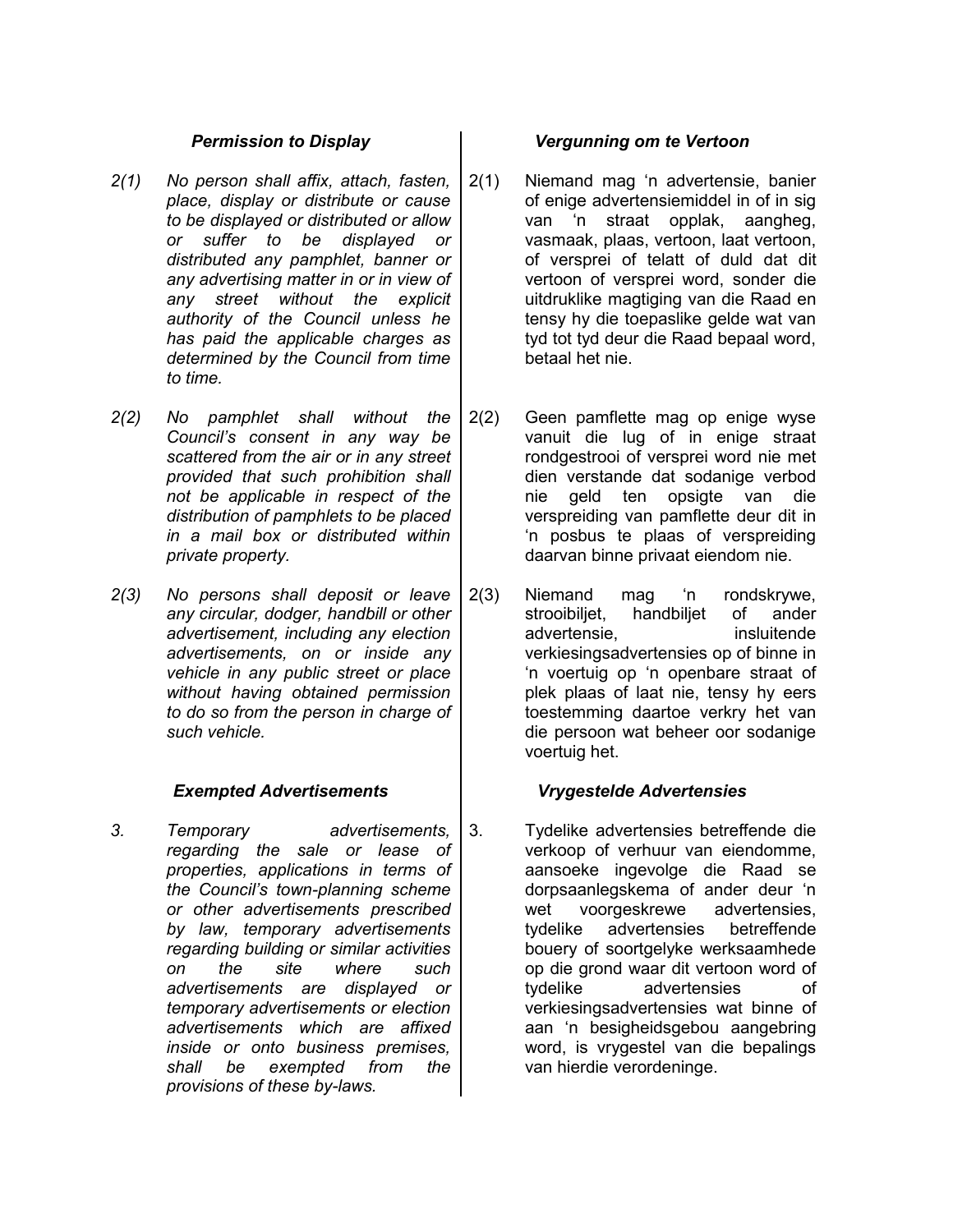### *Permission to Display*

*2(1) No person shall affix, attach, fasten, place, display or distribute or cause to be displayed or distributed or allow or suffer to be displayed or distributed any pamphlet, banner or any advertising matter in or in view of any street without the explicit authority of the Council unless he has paid the applicable charges as determined by the Council from time to time.*

*2(2) No pamphlet shall without the Council's consent in any way be scattered from the air or in any street provided that such prohibition shall not be applicable in respect of the distribution of pamphlets to be placed in a mail box or distributed within private property.*

*2(3) No persons shall deposit or leave any circular, dodger, handbill or other advertisement, including any election advertisements, on or inside any vehicle in any public street or place without having obtained permission to do so from the person in charge of such vehicle.*

### *Exempted Advertisements*

*3. Temporary advertisements, regarding the sale or lease of properties, applications in terms of the Council's town-planning scheme or other advertisements prescribed by law, temporary advertisements regarding building or similar activities on the site where such advertisements are displayed or temporary advertisements or election advertisements which are affixed inside or onto business premises, shall be exempted from the provisions of these by-laws.*

### *Vergunning om te Vertoon*

2(1) Niemand mag 'n advertensie, banier of enige advertensiemiddel in of in sig van 'n straat opplak, aangheg, vasmaak, plaas, vertoon, laat vertoon, of versprei of telatt of duld dat dit vertoon of versprei word, sonder die uitdruklike magtiging van die Raad en tensy hy die toepaslike gelde wat van tyd tot tyd deur die Raad bepaal word, betaal het nie.

2(2) Geen pamflette mag op enige wyse vanuit die lug of in enige straat rondgestrooi of versprei word nie met dien verstande dat sodanige verbod nie geld ten opsigte van die verspreiding van pamflette deur dit in 'n posbus te plaas of verspreiding daarvan binne privaat eiendom nie.

2(3) Niemand mag 'n rondskrywe, strooibiljet, handbiljet of ander advertensie, insluitende verkiesingsadvertensies op of binne in 'n voertuig op 'n openbare straat of plek plaas of laat nie, tensy hy eers toestemming daartoe verkry het van die persoon wat beheer oor sodanige voertuig het.

### *Vrygestelde Advertensies*

3. Tydelike advertensies betreffende die verkoop of verhuur van eiendomme, aansoeke ingevolge die Raad se dorpsaanlegskema of ander deur 'n wet voorgeskrewe advertensies, tydelike advertensies betreffende bouery of soortgelyke werksaamhede op die grond waar dit vertoon word of tydelike advertensies of verkiesingsadvertensies wat binne of aan 'n besigheidsgebou aangebring word, is vrygestel van die bepalings van hierdie verordeninge.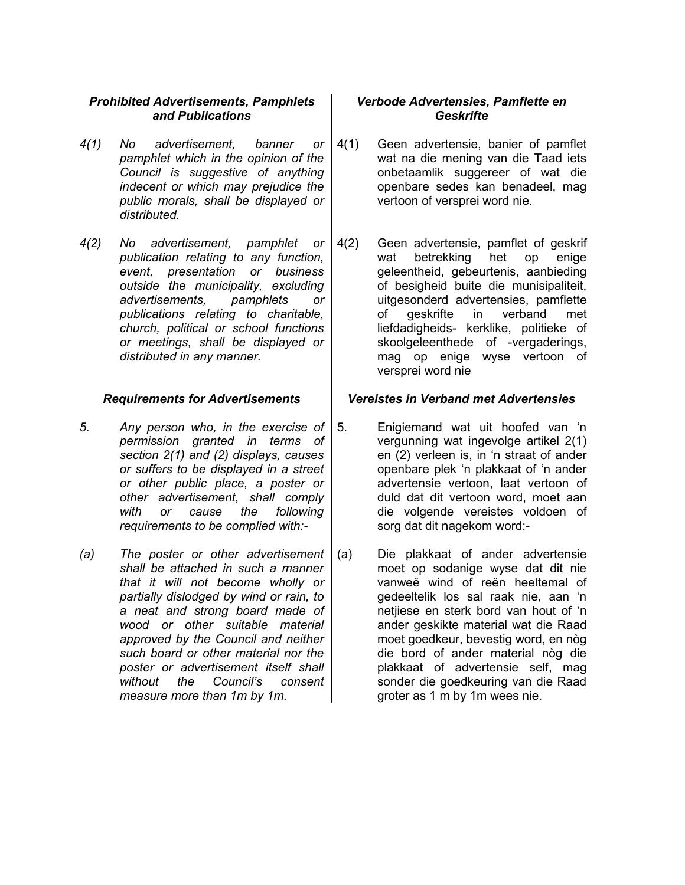***Prohibited Advertisements, Pamphlets and Publications***

*4(1) No advertisement, banner or pamphlet which in the opinion of the Council is suggestive of anything indecent or which may prejudice the public morals, shall be displayed or distributed.*

*4(2) No advertisement, pamphlet or publication relating to any function, event, presentation or business outside the municipality, excluding advertisements, pamphlets or publications relating to charitable, church, political or school functions or meetings, shall be displayed or distributed in any manner.*

***Verbode Advertensies, Pamflette en Geskrifte***

4(1) Geen advertensie, banier of pamflet wat na die mening van die Taad iets onbetaamlik suggereer of wat die openbare sedes kan benadeel, mag vertoon of versprei word nie.

4(2) Geen advertensie, pamflet of geskrif wat betrekking het op enige geleentheid, gebeurtenis, aanbieding of besigheid buite die munisipaliteit, uitgesonderd advertensies, pamflette of geskrifte in verband met liefdadigheids- kerklike, politieke of skoolgeleenthede of -vergaderings, mag op enige wyse vertoon of versprei word nie

***Requirements for Advertisements***

*5. Any person who, in the exercise of permission granted in terms of section 2(1) and (2) displays, causes or suffers to be displayed in a street or other public place, a poster or other advertisement, shall comply with or cause the following requirements to be complied with:-*

*(a) The poster or other advertisement shall be attached in such a manner that it will not become wholly or partially dislodged by wind or rain, to a neat and strong board made of wood or other suitable material approved by the Council and neither such board or other material nor the poster or advertisement itself shall without the Council's consent measure more than 1m by 1m.*

***Vereistes in Verband met Advertensies***

5. Enigiemand wat uit hoofed van 'n vergunning wat ingevolge artikel 2(1) en (2) verleen is, in 'n straat of ander openbare plek 'n plakkaat of 'n ander advertensie vertoon, laat vertoon of duld dat dit vertoon word, moet aan die volgende vereistes voldoen of sorg dat dit nagekom word:-

(a) Die plakkaat of ander advertensie moet op sodanige wyse dat dit nie vanweë wind of reën heeltemal of gedeeltelik los sal raak nie, aan 'n netjiese en sterk bord van hout of 'n ander geskikte material wat die Raad moet goedkeur, bevestig word, en nòg die bord of ander material nòg die plakkaat of advertensie self, mag sonder die goedkeuring van die Raad groter as 1 m by 1m wees nie.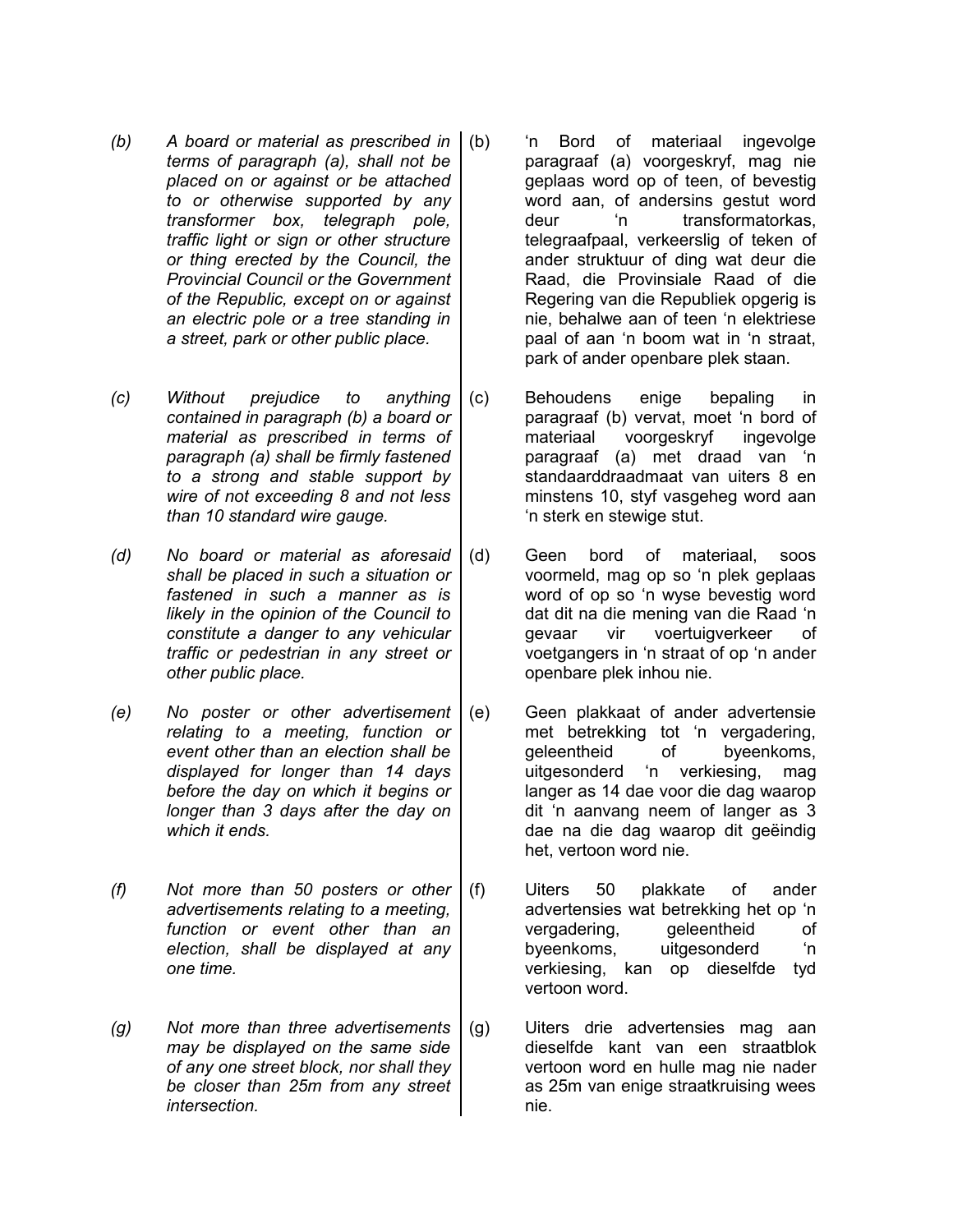*(b)* *A board or material as prescribed in terms of paragraph (a), shall not be placed on or against or be attached to or otherwise supported by any transformer box, telegraph pole, traffic light or sign or other structure or thing erected by the Council, the Provincial Council or the Government of the Republic, except on or against an electric pole or a tree standing in a street, park or other public place.*

(b) 'n Bord of materiaal ingevolge paragraaf (a) voorgeskryf, mag nie geplaas word op of teen, of bevestig word aan, of andersins gestut word deur 'n transformatorkas, telegraafpaal, verkeerslig of teken of ander struktuur of ding wat deur die Raad, die Provinsiale Raad of die Regering van die Republiek opgerig is nie, behalwe aan of teen 'n elektriese paal of aan 'n boom wat in 'n straat, park of ander openbare plek staan.

*(c)* *Without prejudice to anything contained in paragraph (b) a board or material as prescribed in terms of paragraph (a) shall be firmly fastened to a strong and stable support by wire of not exceeding 8 and not less than 10 standard wire gauge.*

(c) Behoudens enige bepaling in paragraaf (b) vervat, moet 'n bord of materiaal voorgeskryf ingevolge paragraaf (a) met draad van 'n standaarddraadmaat van uiters 8 en minstens 10, styf vasgeheg word aan 'n sterk en stewige stut.

*(d)* *No board or material as aforesaid shall be placed in such a situation or fastened in such a manner as is likely in the opinion of the Council to constitute a danger to any vehicular traffic or pedestrian in any street or other public place.*

(d) Geen bord of materiaal, soos voormeld, mag op so 'n plek geplaas word of op so 'n wyse bevestig word dat dit na die mening van die Raad 'n gevaar vir voertuigverkeer of voetgangers in 'n straat of op 'n ander openbare plek inhou nie.

*(e)* *No poster or other advertisement relating to a meeting, function or event other than an election shall be displayed for longer than 14 days before the day on which it begins or longer than 3 days after the day on which it ends.*

(e) Geen plakkaat of ander advertensie met betrekking tot 'n vergadering, geleentheid of byeenkoms, uitgesonderd 'n verkiesing, mag langer as 14 dae voor die dag waarop dit 'n aanvang neem of langer as 3 dae na die dag waarop dit geëindig het, vertoon word nie.

*(f)* *Not more than 50 posters or other advertisements relating to a meeting, function or event other than an election, shall be displayed at any one time.*

(f) Uiters 50 plakkate of ander advertensies wat betrekking het op 'n vergadering, geleentheid of byeenkoms, uitgesonderd 'n verkiesing, kan op dieselfde tyd vertoon word.

*(g)* *Not more than three advertisements may be displayed on the same side of any one street block, nor shall they be closer than 25m from any street intersection.*

(g) Uiters drie advertensies mag aan dieselfde kant van een straatblok vertoon word en hulle mag nie nader as 25m van enige straatkruising wees nie.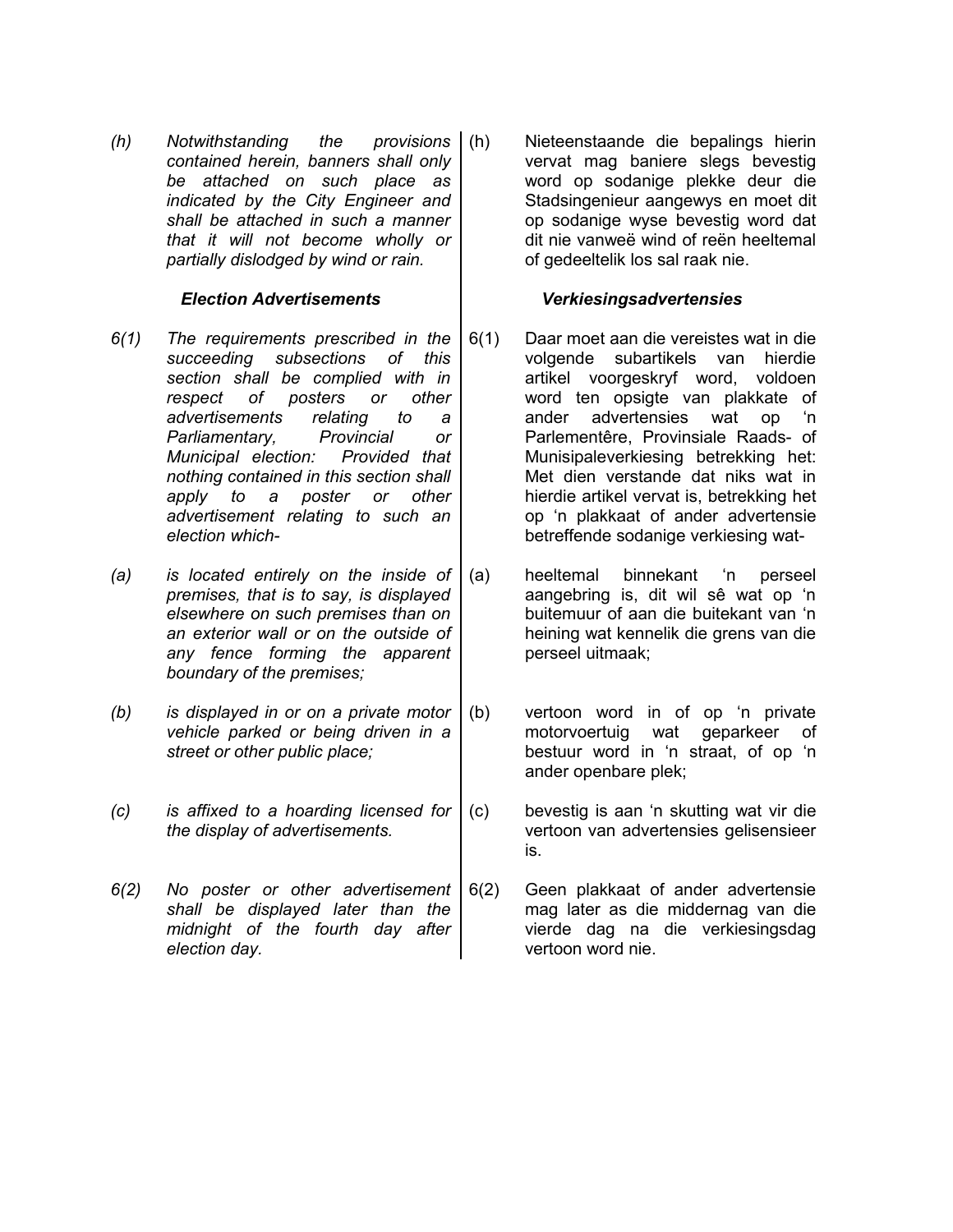*(h) Notwithstanding the provisions contained herein, banners shall only be attached on such place as indicated by the City Engineer and shall be attached in such a manner that it will not become wholly or partially dislodged by wind or rain.*

(h) Nieteenstaande die bepalings hierin vervat mag baniere slegs bevestig word op sodanige plekke deur die Stadsingenieur aangewys en moet dit op sodanige wyse bevestig word dat dit nie vanweë wind of reën heeltemal of gedeeltelik los sal raak nie.

***Election Advertisements***

***Verkiesingsadvertensies***

*6(1) The requirements prescribed in the succeeding subsections of this section shall be complied with in respect of posters or other advertisements relating to a Parliamentary, Provincial or Municipal election: Provided that nothing contained in this section shall apply to a poster or other advertisement relating to such an election which-*

6(1) Daar moet aan die vereistes wat in die volgende subartikels van hierdie artikel voorgeskryf word, voldoen word ten opsigte van plakkate of ander advertensies wat op 'n Parlementêre, Provinsiale Raads- of Munisipaleverkiesing betrekking het: Met dien verstande dat niks wat in hierdie artikel vervat is, betrekking het op 'n plakkaat of ander advertensie betreffende sodanige verkiesing wat-

*(a) is located entirely on the inside of premises, that is to say, is displayed elsewhere on such premises than on an exterior wall or on the outside of any fence forming the apparent boundary of the premises;*

(a) heeltemal binnekant 'n perseel aangebring is, dit wil sê wat op 'n buitemuur of aan die buitekant van 'n heining wat kennelik die grens van die perseel uitmaak;

*(b) is displayed in or on a private motor vehicle parked or being driven in a street or other public place;*

(b) vertoon word in of op 'n private motorvoertuig wat geparkeer of bestuur word in 'n straat, of op 'n ander openbare plek;

*(c) is affixed to a hoarding licensed for the display of advertisements.*

(c) bevestig is aan 'n skutting wat vir die vertoon van advertensies gelisensieer is.

*6(2) No poster or other advertisement shall be displayed later than the midnight of the fourth day after election day.*

6(2) Geen plakkaat of ander advertensie mag later as die middernag van die vierde dag na die verkiesingsdag vertoon word nie.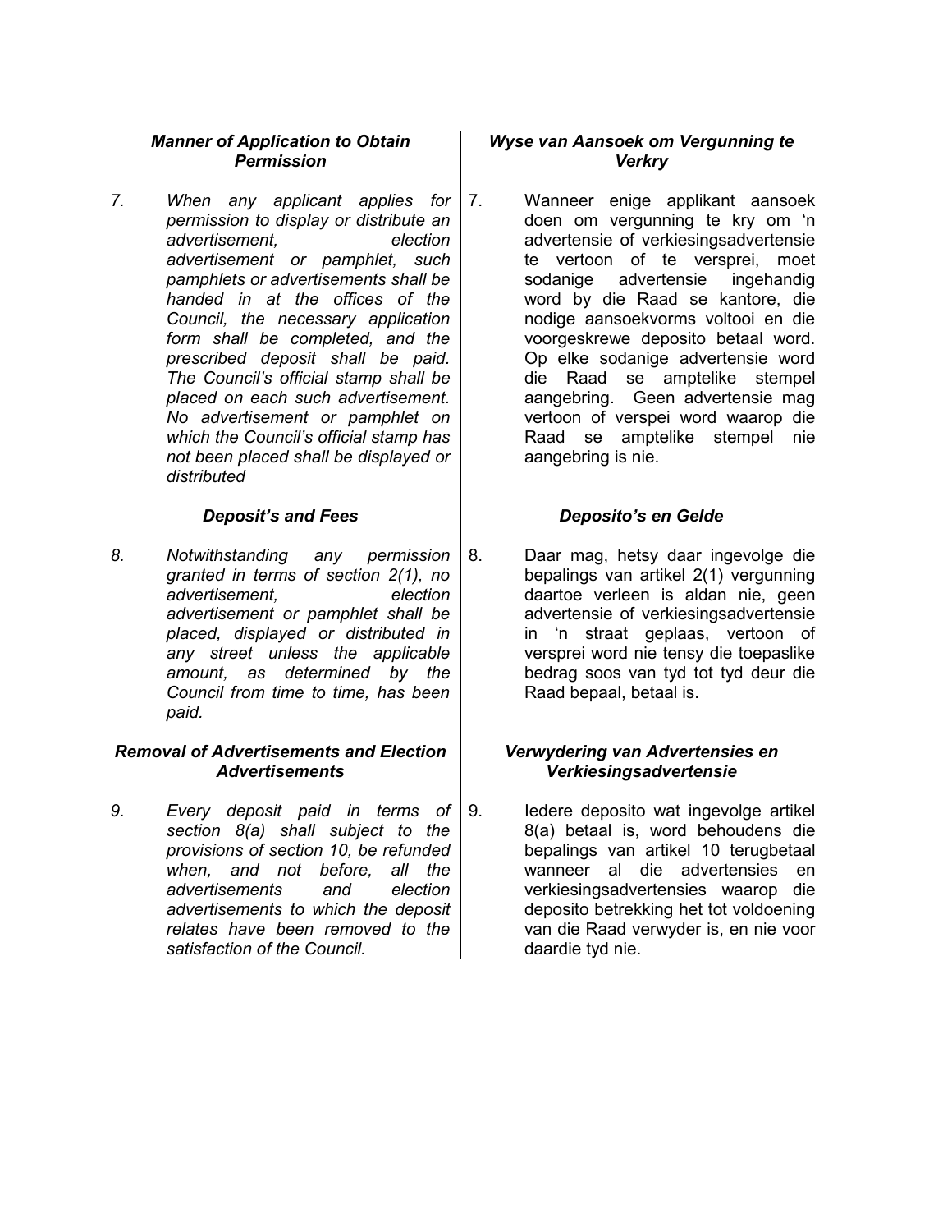***Manner of Application to Obtain Permission***

*7. When any applicant applies for permission to display or distribute an advertisement, election advertisement or pamphlet, such pamphlets or advertisements shall be handed in at the offices of the Council, the necessary application form shall be completed, and the prescribed deposit shall be paid. The Council's official stamp shall be placed on each such advertisement. No advertisement or pamphlet on which the Council's official stamp has not been placed shall be displayed or distributed*

***Deposit's and Fees***

*8. Notwithstanding any permission granted in terms of section 2(1), no advertisement, election advertisement or pamphlet shall be placed, displayed or distributed in any street unless the applicable amount, as determined by the Council from time to time, has been paid.*

***Removal of Advertisements and Election Advertisements***

*9. Every deposit paid in terms of section 8(a) shall subject to the provisions of section 10, be refunded when, and not before, all the advertisements and election advertisements to which the deposit relates have been removed to the satisfaction of the Council.*

***Wyse van Aansoek om Vergunning te Verkry***

7. Wanneer enige applikant aansoek doen om vergunning te kry om 'n advertensie of verkiesingsadvertensie te vertoon of te versprei, moet sodanige advertensie ingehandig word by die Raad se kantore, die nodige aansoekvorms voltooi en die voorgeskrewe deposito betaal word. Op elke sodanige advertensie word die Raad se amptelike stempel aangebring. Geen advertensie mag vertoon of verspei word waarop die Raad se amptelike stempel nie aangebring is nie.

***Deposito's en Gelde***

8. Daar mag, hetsy daar ingevolge die bepalings van artikel 2(1) vergunning daartoe verleen is aldan nie, geen advertensie of verkiesingsadvertensie in 'n straat geplaas, vertoon of versprei word nie tensy die toepaslike bedrag soos van tyd tot tyd deur die Raad bepaal, betaal is.

***Verwydering van Advertensies en Verkiesingsadvertensie***

9. Iedere deposito wat ingevolge artikel 8(a) betaal is, word behoudens die bepalings van artikel 10 terugbetaal wanneer al die advertensies en verkiesingsadvertensies waarop die deposito betrekking het tot voldoening van die Raad verwyder is, en nie voor daardie tyd nie.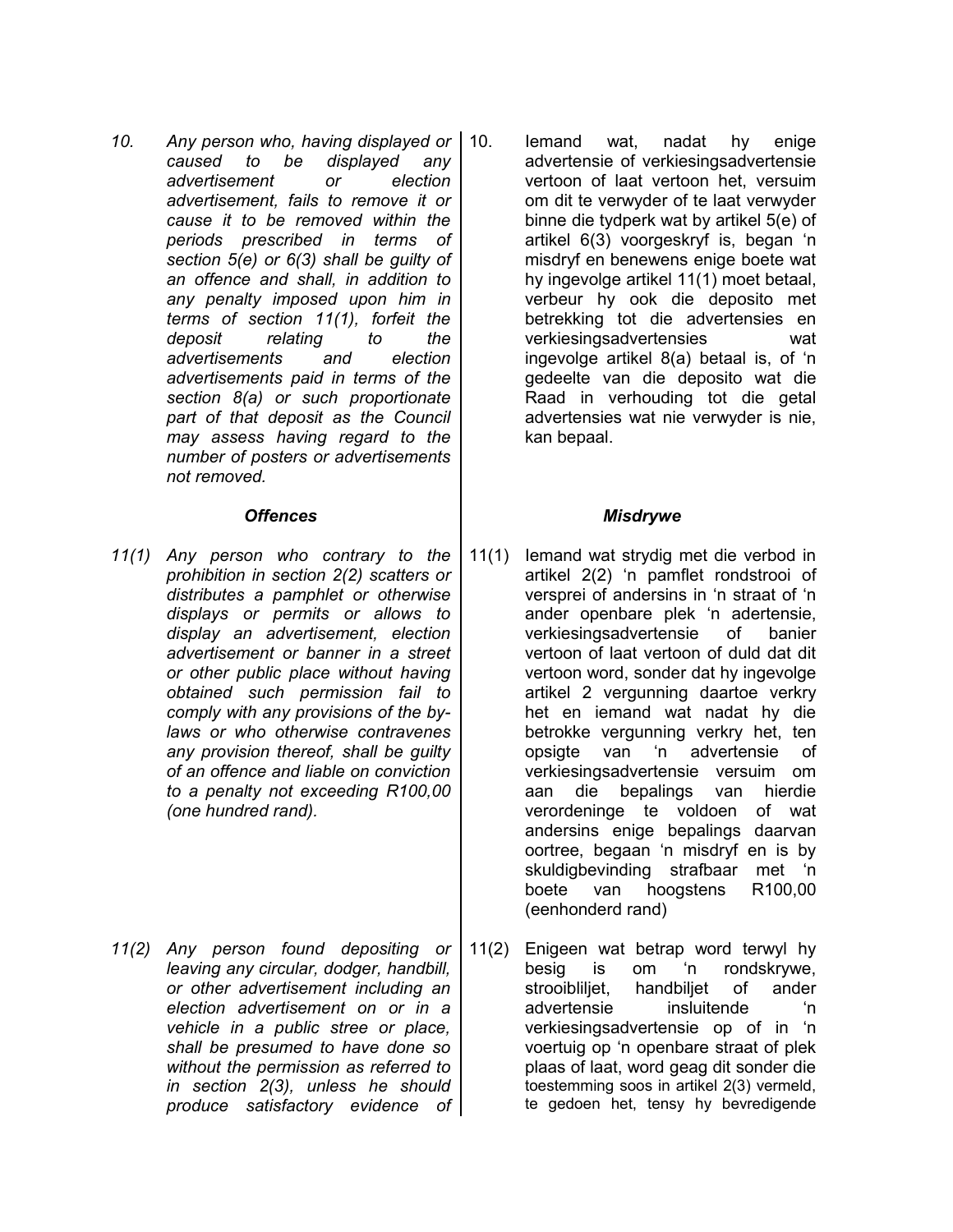*10. Any person who, having displayed or caused to be displayed any advertisement or election advertisement, fails to remove it or cause it to be removed within the periods prescribed in terms of section 5(e) or 6(3) shall be guilty of an offence and shall, in addition to any penalty imposed upon him in terms of section 11(1), forfeit the deposit relating to the advertisements and election advertisements paid in terms of the section 8(a) or such proportionate part of that deposit as the Council may assess having regard to the number of posters or advertisements not removed.*

10. Iemand wat, nadat hy enige advertensie of verkiesingsadvertensie vertoon of laat vertoon het, versuim om dit te verwyder of te laat verwyder binne die tydperk wat by artikel 5(e) of artikel 6(3) voorgeskryf is, began 'n misdryf en benewens enige boete wat hy ingevolge artikel 11(1) moet betaal, verbeur hy ook die deposito met betrekking tot die advertensies en verkiesingsadvertensies wat ingevolge artikel 8(a) betaal is, of 'n gedeelte van die deposito wat die Raad in verhouding tot die getal advertensies wat nie verwyder is nie, kan bepaal.

### *Offences*

*11(1) Any person who contrary to the prohibition in section 2(2) scatters or distributes a pamphlet or otherwise displays or permits or allows to display an advertisement, election advertisement or banner in a street or other public place without having obtained such permission fail to comply with any provisions of the by-laws or who otherwise contravenes any provision thereof, shall be guilty of an offence and liable on conviction to a penalty not exceeding R100,00 (one hundred rand).*

*11(2) Any person found depositing or leaving any circular, dodger, handbill, or other advertisement including an election advertisement on or in a vehicle in a public stree or place, shall be presumed to have done so without the permission as referred to in section 2(3), unless he should produce satisfactory evidence of*

### *Misdrywe*

11(1) Iemand wat strydig met die verbod in artikel 2(2) 'n pamflet rondstrooi of versprei of andersins in 'n straat of 'n ander openbare plek 'n adertensie, verkiesingsadvertensie of banier vertoon of laat vertoon of duld dat dit vertoon word, sonder dat hy ingevolge artikel 2 vergunning daartoe verkry het en iemand wat nadat hy die betrokke vergunning verkry het, ten opsigte van 'n advertensie of verkiesingsadvertensie versuim om aan die bepalings van hierdie verordeninge te voldoen of wat andersins enige bepalings daarvan oortree, begaan 'n misdryf en is by skuldigbevinding strafbaar met 'n boete van hoogstens R100,00 (eenhonderd rand)

11(2) Enigeen wat betrap word terwyl hy besig is om 'n rondskrywe, strooibliljet, handbiljet of ander advertensie insluitende 'n verkiesingsadvertensie op of in 'n voertuig op 'n openbare straat of plek plaas of laat, word geag dit sonder die toestemming soos in artikel 2(3) vermeld, te gedoen het, tensy hy bevredigende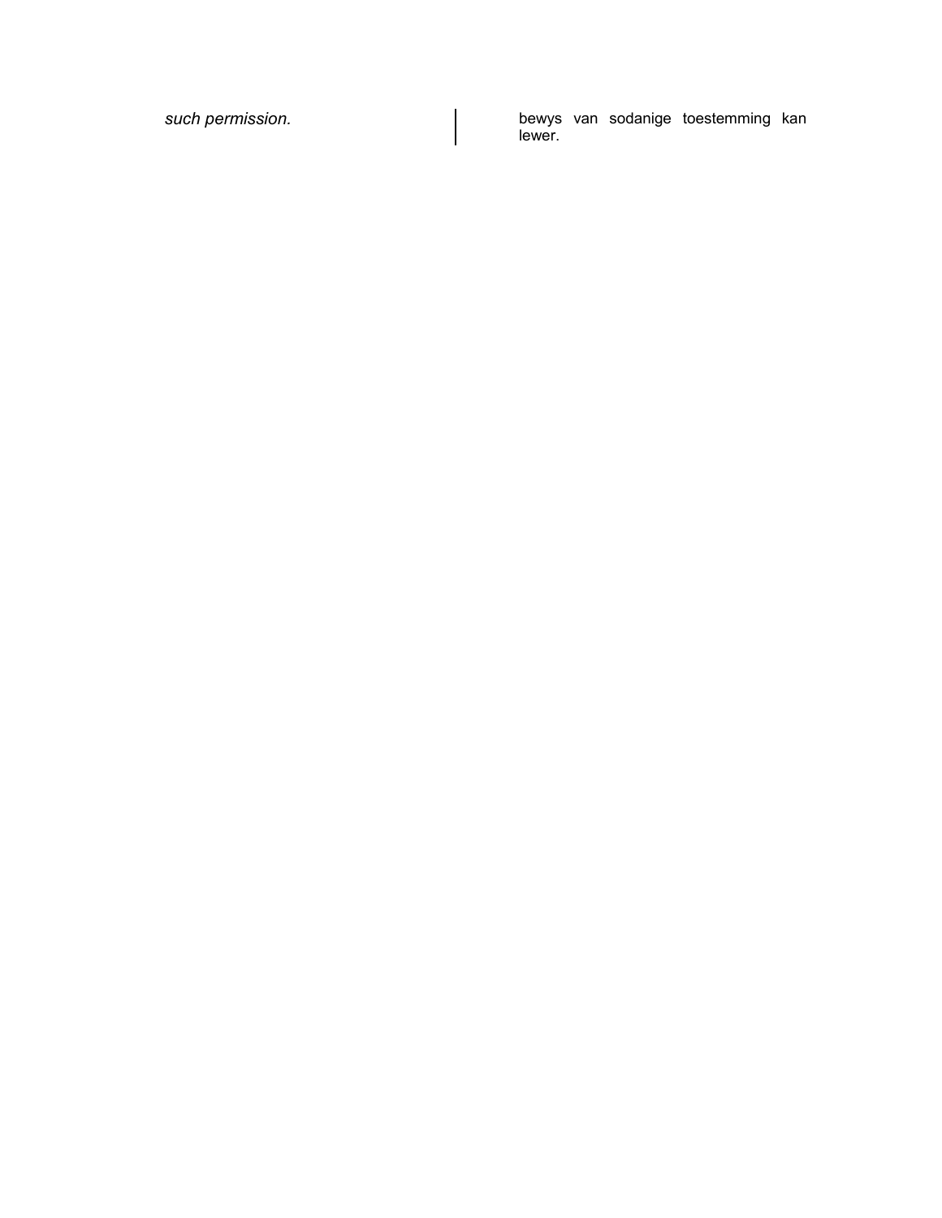*such permission.*

bewys van sodanige toestemming kan lewer.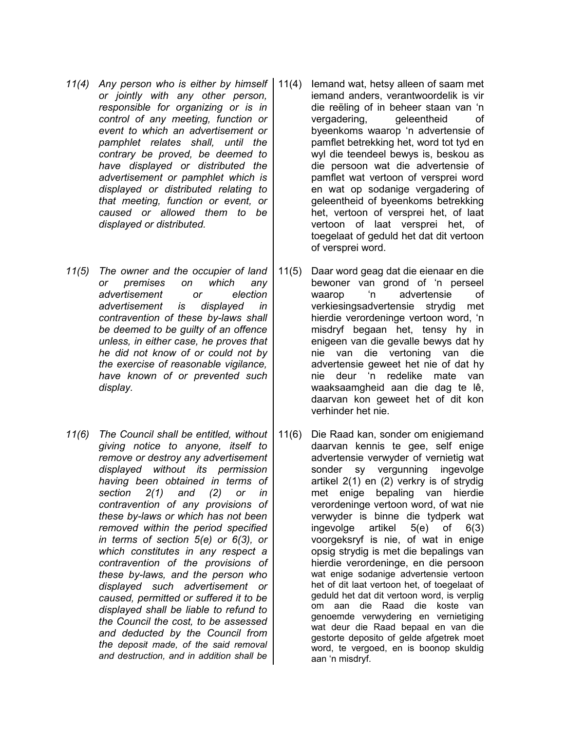*11(4) Any person who is either by himself or jointly with any other person, responsible for organizing or is in control of any meeting, function or event to which an advertisement or pamphlet relates shall, until the contrary be proved, be deemed to have displayed or distributed the advertisement or pamphlet which is displayed or distributed relating to that meeting, function or event, or caused or allowed them to be displayed or distributed.*

11(4) Iemand wat, hetsy alleen of saam met iemand anders, verantwoordelik is vir die reëling of in beheer staan van 'n vergadering, geleentheid of byeenkoms waarop 'n advertensie of pamflet betrekking het, word tot tyd en wyl die teendeel bewys is, beskou as die persoon wat die advertensie of pamflet wat vertoon of versprei word en wat op sodanige vergadering of geleentheid of byeenkoms betrekking het, vertoon of versprei het, of laat vertoon of laat versprei het, of toegelaat of geduld het dat dit vertoon of versprei word.

*11(5) The owner and the occupier of land or premises on which any advertisement or election advertisement is displayed in contravention of these by-laws shall be deemed to be guilty of an offence unless, in either case, he proves that he did not know of or could not by the exercise of reasonable vigilance, have known of or prevented such display.*

11(5) Daar word geag dat die eienaar en die bewoner van grond of 'n perseel waarop 'n advertensie of verkiesingsadvertensie strydig met hierdie verordeninge vertoon word, 'n misdryf begaan het, tensy hy in enigeen van die gevalle bewys dat hy nie van die vertoning van die advertensie geweet het nie of dat hy nie deur 'n redelike mate van waaksaamgheid aan die dag te lê, daarvan kon geweet het of dit kon verhinder het nie.

*11(6) The Council shall be entitled, without giving notice to anyone, itself to remove or destroy any advertisement displayed without its permission having been obtained in terms of section 2(1) and (2) or in contravention of any provisions of these by-laws or which has not been removed within the period specified in terms of section 5(e) or 6(3), or which constitutes in any respect a contravention of the provisions of these by-laws, and the person who displayed such advertisement or caused, permitted or suffered it to be displayed shall be liable to refund to the Council the cost, to be assessed and deducted by the Council from the deposit made, of the said removal and destruction, and in addition shall be*

11(6) Die Raad kan, sonder om enigiemand daarvan kennis te gee, self enige advertensie verwyder of vernietig wat sonder sy vergunning ingevolge artikel 2(1) en (2) verkry is of strydig met enige bepaling van hierdie verordeninge vertoon word, of wat nie verwyder is binne die tydperk wat ingevolge artikel 5(e) of 6(3) voorgeksryf is nie, of wat in enige opsig strydig is met die bepalings van hierdie verordeninge, en die persoon wat enige sodanige advertensie vertoon het of dit laat vertoon het, of toegelaat of geduld het dat dit vertoon word, is verplig om aan die Raad die koste van genoemde verwydering en vernietiging wat deur die Raad bepaal en van die gestorte deposito of gelde afgetrek moet word, te vergoed, en is boonop skuldig aan 'n misdryf.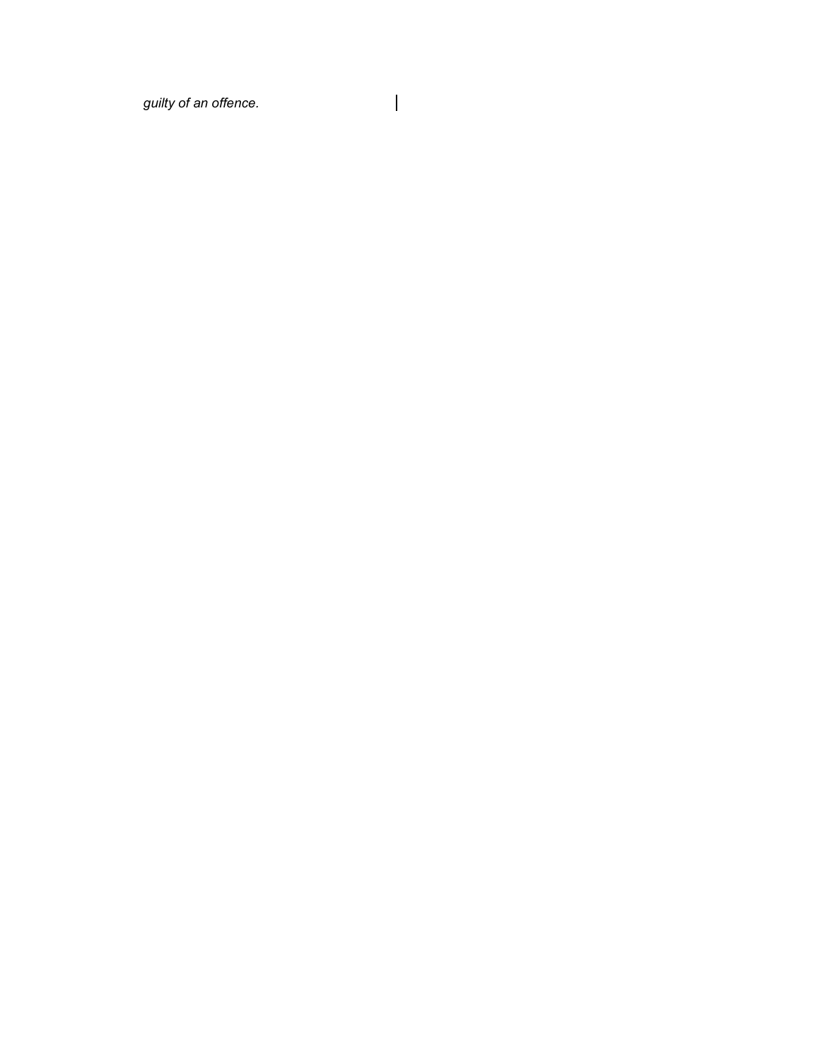*guilty of an offence.*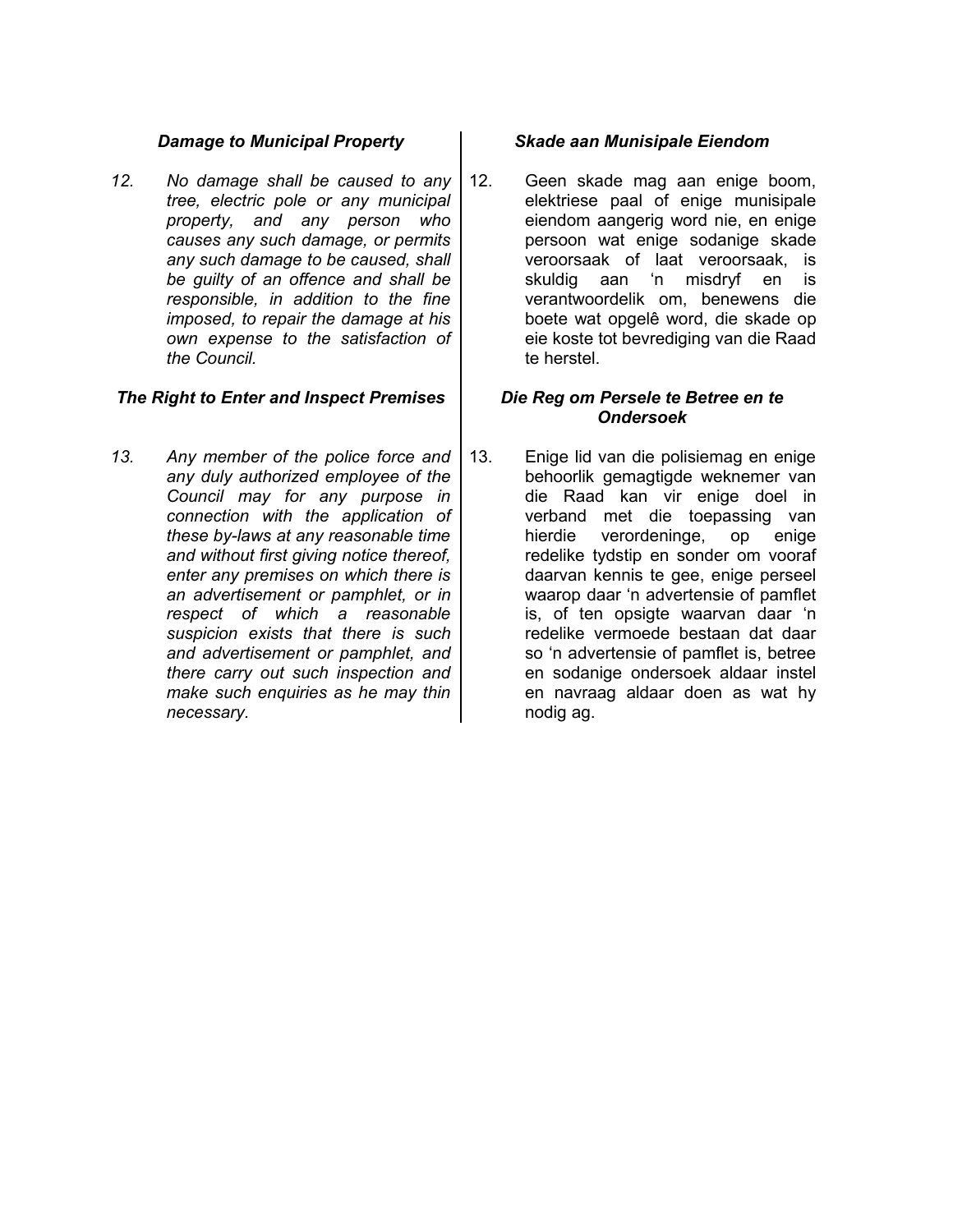***Damage to Municipal Property***

*12. No damage shall be caused to any tree, electric pole or any municipal property, and any person who causes any such damage, or permits any such damage to be caused, shall be guilty of an offence and shall be responsible, in addition to the fine imposed, to repair the damage at his own expense to the satisfaction of the Council.*

***The Right to Enter and Inspect Premises***

*13. Any member of the police force and any duly authorized employee of the Council may for any purpose in connection with the application of these by-laws at any reasonable time and without first giving notice thereof, enter any premises on which there is an advertisement or pamphlet, or in respect of which a reasonable suspicion exists that there is such and advertisement or pamphlet, and there carry out such inspection and make such enquiries as he may thin necessary.*

***Skade aan Munisipale Eiendom***

12. Geen skade mag aan enige boom, elektriese paal of enige munisipale eiendom aangerig word nie, en enige persoon wat enige sodanige skade veroorsaak of laat veroorsaak, is skuldig aan 'n misdryf en is verantwoordelik om, benewens die boete wat opgelê word, die skade op eie koste tot bevrediging van die Raad te herstel.

***Die Reg om Persele te Betree en te Ondersoek***

13. Enige lid van die polisiemag en enige behoorlik gemagtigde weknemer van die Raad kan vir enige doel in verband met die toepassing van hierdie verordeninge, op enige redelike tydstip en sonder om vooraf daarvan kennis te gee, enige perseel waarop daar 'n advertensie of pamflet is, of ten opsigte waarvan daar 'n redelike vermoede bestaan dat daar so 'n advertensie of pamflet is, betree en sodanige ondersoek aldaar instel en navraag aldaar doen as wat hy nodig ag.